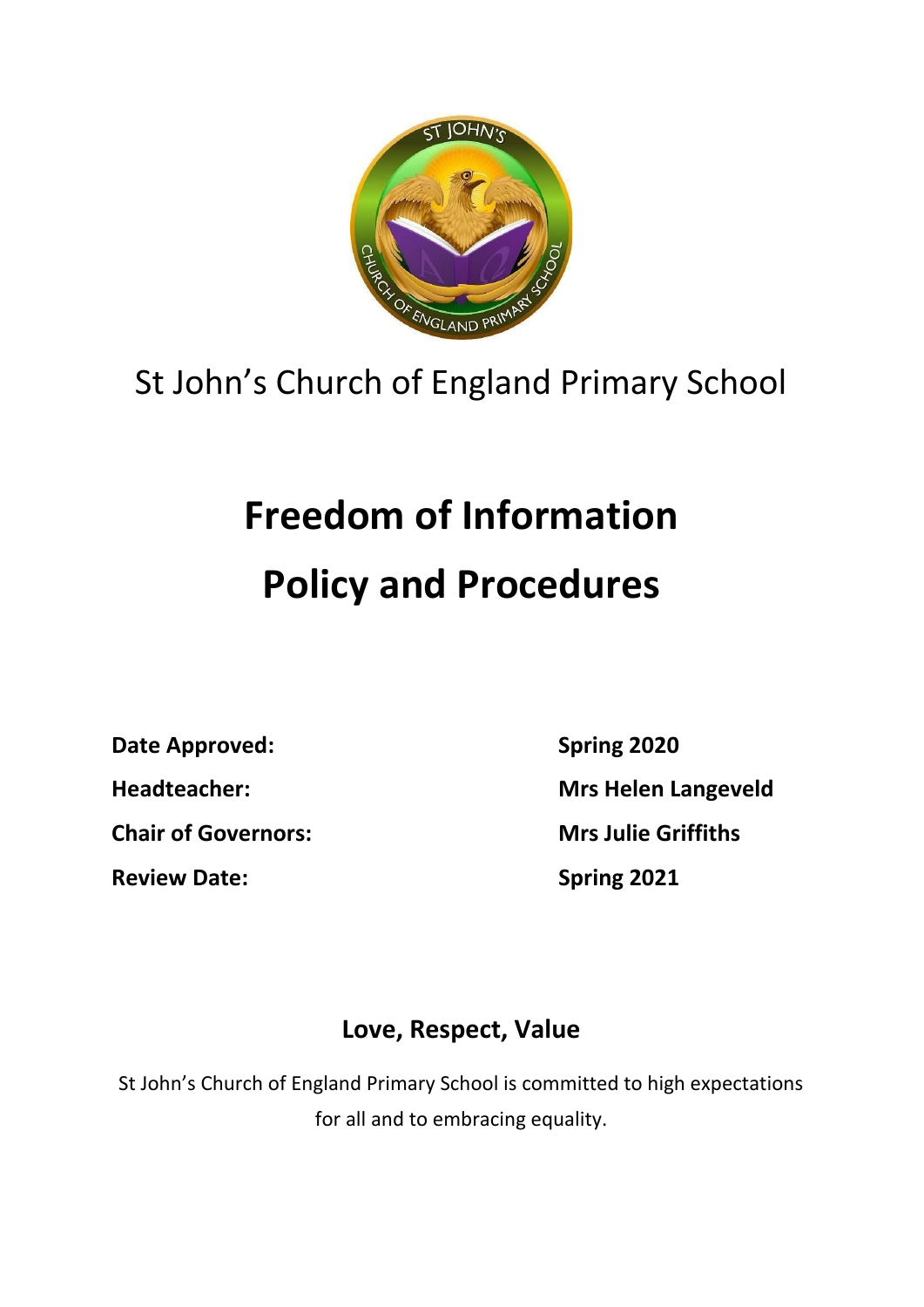St John's Church of England Primary School

# Freedom of Information Policy and Procedures

| | |
|---|---|
| **Date Approved:** | **Spring 2020** |
| **Headteacher:** | **Mrs Helen Langeveld** |
| **Chair of Governors:** | **Mrs Julie Griffiths** |
| **Review Date:** | **Spring 2021** |

## Love, Respect, Value

St John's Church of England Primary School is committed to high expectations for all and to embracing equality.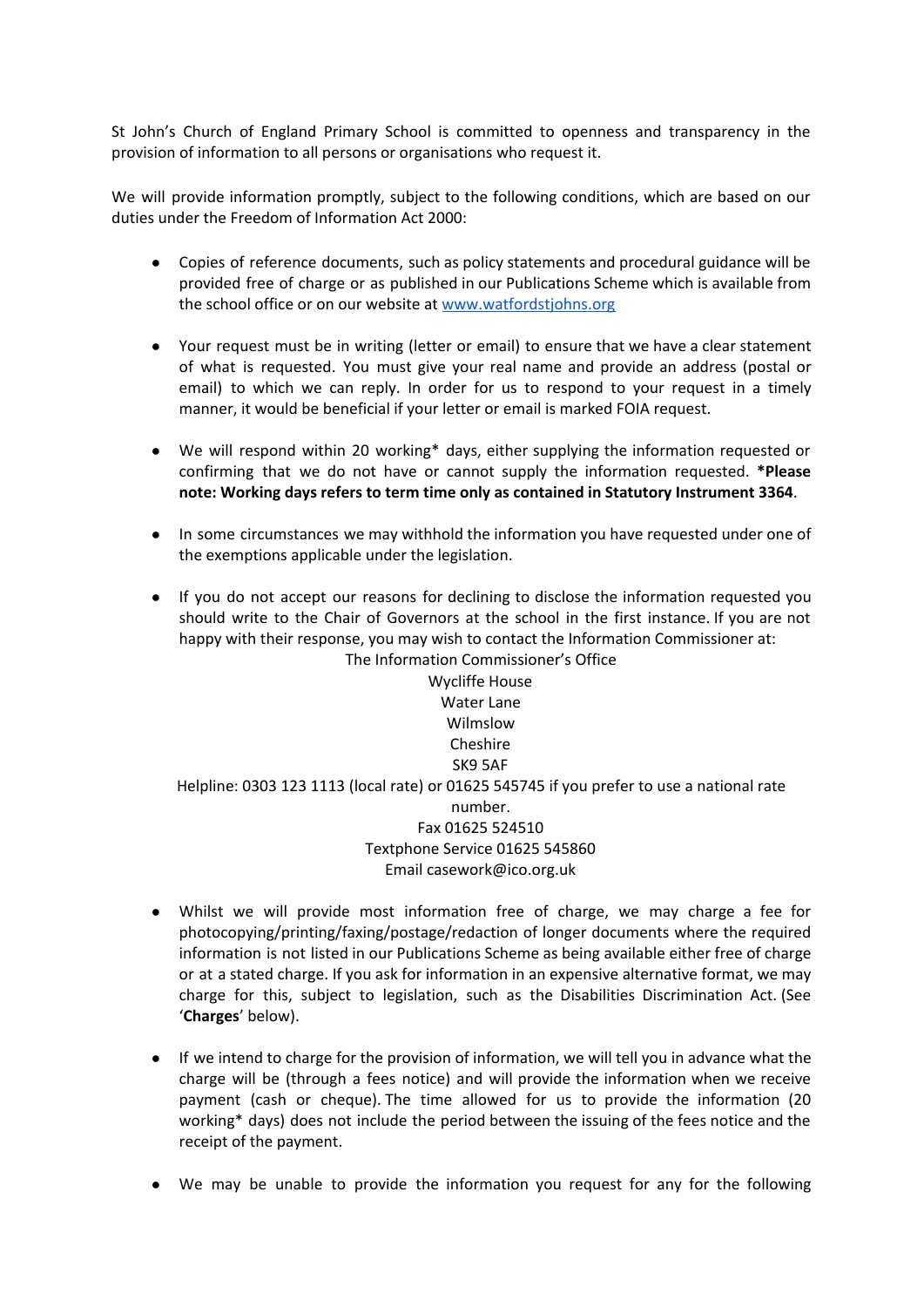St John's Church of England Primary School is committed to openness and transparency in the provision of information to all persons or organisations who request it.

We will provide information promptly, subject to the following conditions, which are based on our duties under the Freedom of Information Act 2000:

- Copies of reference documents, such as policy statements and procedural guidance will be provided free of charge or as published in our Publications Scheme which is available from the school office or on our website at [www.watfordstjohns.org](http://www.watfordstjohns.org)

- Your request must be in writing (letter or email) to ensure that we have a clear statement of what is requested. You must give your real name and provide an address (postal or email) to which we can reply. In order for us to respond to your request in a timely manner, it would be beneficial if your letter or email is marked FOIA request.

- We will respond within 20 working* days, either supplying the information requested or confirming that we do not have or cannot supply the information requested. ***Please note: Working days refers to term time only as contained in Statutory Instrument 3364**.

- In some circumstances we may withhold the information you have requested under one of the exemptions applicable under the legislation.

- If you do not accept our reasons for declining to disclose the information requested you should write to the Chair of Governors at the school in the first instance. If you are not happy with their response, you may wish to contact the Information Commissioner at:

  The Information Commissioner's Office
  Wycliffe House
  Water Lane
  Wilmslow
  Cheshire
  SK9 5AF
  Helpline: 0303 123 1113 (local rate) or 01625 545745 if you prefer to use a national rate number.
  Fax 01625 524510
  Textphone Service 01625 545860
  Email casework@ico.org.uk

- Whilst we will provide most information free of charge, we may charge a fee for photocopying/printing/faxing/postage/redaction of longer documents where the required information is not listed in our Publications Scheme as being available either free of charge or at a stated charge. If you ask for information in an expensive alternative format, we may charge for this, subject to legislation, such as the Disabilities Discrimination Act. (See '**Charges**' below).

- If we intend to charge for the provision of information, we will tell you in advance what the charge will be (through a fees notice) and will provide the information when we receive payment (cash or cheque). The time allowed for us to provide the information (20 working* days) does not include the period between the issuing of the fees notice and the receipt of the payment.

- We may be unable to provide the information you request for any for the following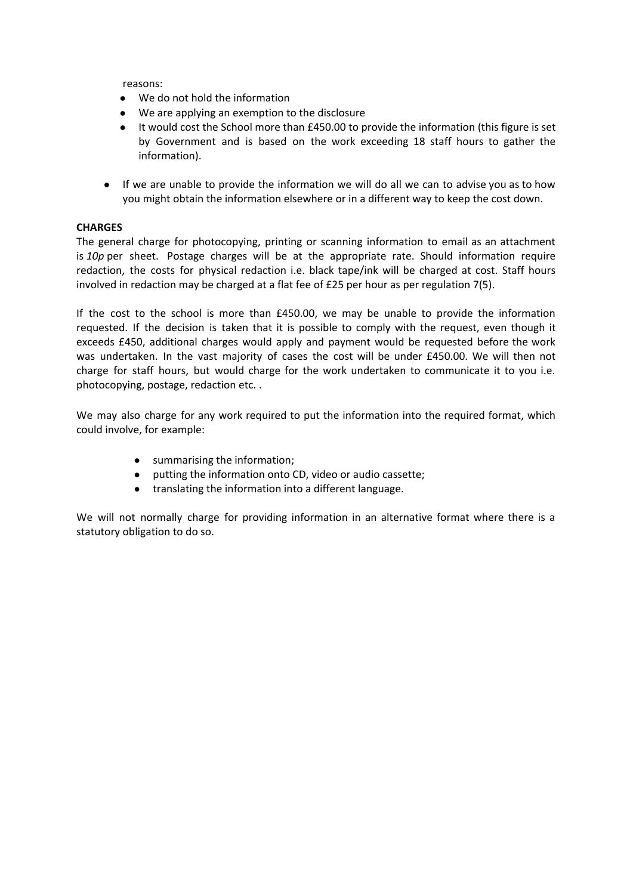reasons:

- We do not hold the information
- We are applying an exemption to the disclosure
- It would cost the School more than £450.00 to provide the information (this figure is set by Government and is based on the work exceeding 18 staff hours to gather the information).

- If we are unable to provide the information we will do all we can to advise you as to how you might obtain the information elsewhere or in a different way to keep the cost down.

**CHARGES**

The general charge for photocopying, printing or scanning information to email as an attachment is *10p* per sheet. Postage charges will be at the appropriate rate. Should information require redaction, the costs for physical redaction i.e. black tape/ink will be charged at cost. Staff hours involved in redaction may be charged at a flat fee of £25 per hour as per regulation 7(5).

If the cost to the school is more than £450.00, we may be unable to provide the information requested. If the decision is taken that it is possible to comply with the request, even though it exceeds £450, additional charges would apply and payment would be requested before the work was undertaken. In the vast majority of cases the cost will be under £450.00. We will then not charge for staff hours, but would charge for the work undertaken to communicate it to you i.e. photocopying, postage, redaction etc. .

We may also charge for any work required to put the information into the required format, which could involve, for example:

- summarising the information;
- putting the information onto CD, video or audio cassette;
- translating the information into a different language.

We will not normally charge for providing information in an alternative format where there is a statutory obligation to do so.